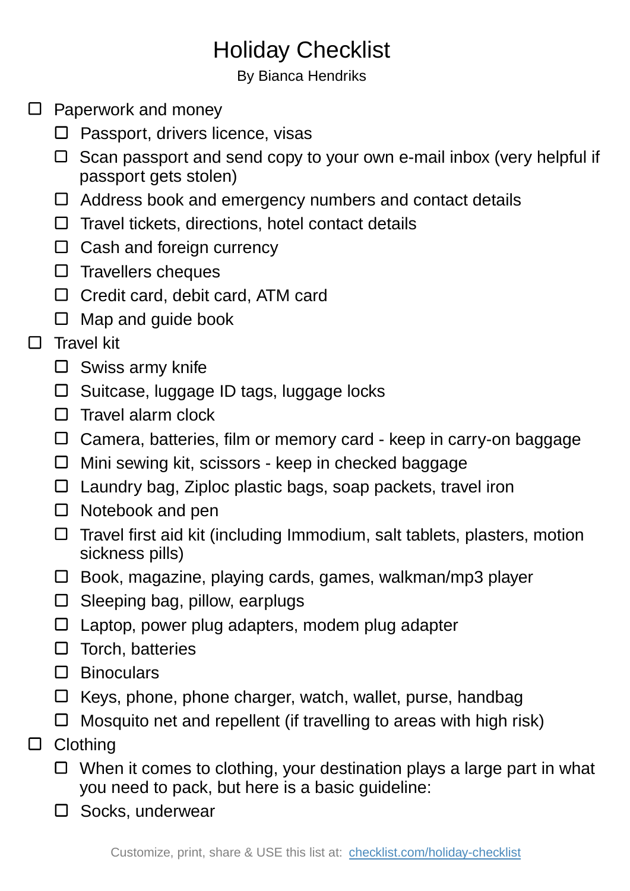# Holiday Checklist

By Bianca Hendriks

- [ ] Paperwork and money
  - [ ] Passport, drivers licence, visas
  - [ ] Scan passport and send copy to your own e-mail inbox (very helpful if passport gets stolen)
  - [ ] Address book and emergency numbers and contact details
  - [ ] Travel tickets, directions, hotel contact details
  - [ ] Cash and foreign currency
  - [ ] Travellers cheques
  - [ ] Credit card, debit card, ATM card
  - [ ] Map and guide book
- [ ] Travel kit
  - [ ] Swiss army knife
  - [ ] Suitcase, luggage ID tags, luggage locks
  - [ ] Travel alarm clock
  - [ ] Camera, batteries, film or memory card - keep in carry-on baggage
  - [ ] Mini sewing kit, scissors - keep in checked baggage
  - [ ] Laundry bag, Ziploc plastic bags, soap packets, travel iron
  - [ ] Notebook and pen
  - [ ] Travel first aid kit (including Immodium, salt tablets, plasters, motion sickness pills)
  - [ ] Book, magazine, playing cards, games, walkman/mp3 player
  - [ ] Sleeping bag, pillow, earplugs
  - [ ] Laptop, power plug adapters, modem plug adapter
  - [ ] Torch, batteries
  - [ ] Binoculars
  - [ ] Keys, phone, phone charger, watch, wallet, purse, handbag
  - [ ] Mosquito net and repellent (if travelling to areas with high risk)
- [ ] Clothing
  - [ ] When it comes to clothing, your destination plays a large part in what you need to pack, but here is a basic guideline:
  - [ ] Socks, underwear

Customize, print, share & USE this list at: [checklist.com/holiday-checklist](checklist.com/holiday-checklist)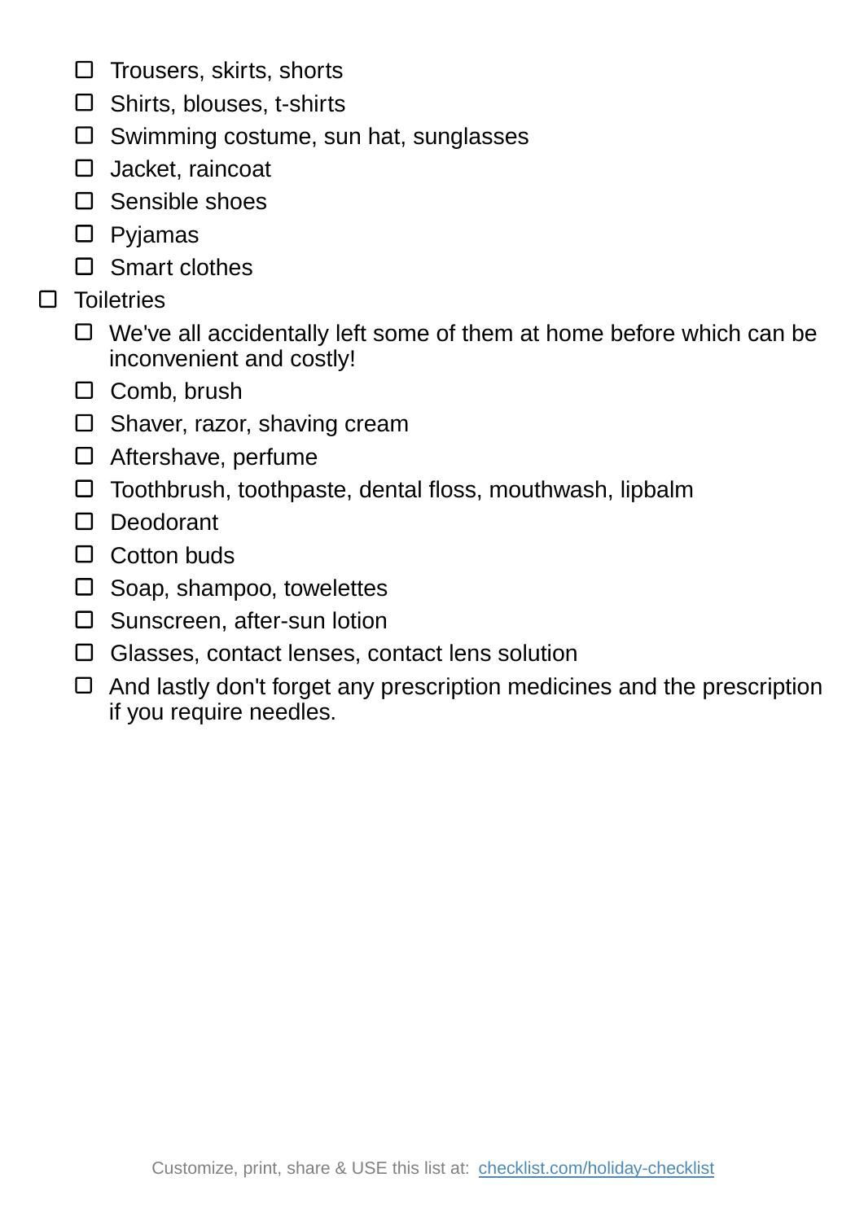- [ ] Trousers, skirts, shorts
    - [ ] Shirts, blouses, t-shirts
    - [ ] Swimming costume, sun hat, sunglasses
    - [ ] Jacket, raincoat
    - [ ] Sensible shoes
    - [ ] Pyjamas
    - [ ] Smart clothes
- [ ] Toiletries
    - [ ] We've all accidentally left some of them at home before which can be inconvenient and costly!
    - [ ] Comb, brush
    - [ ] Shaver, razor, shaving cream
    - [ ] Aftershave, perfume
    - [ ] Toothbrush, toothpaste, dental floss, mouthwash, lipbalm
    - [ ] Deodorant
    - [ ] Cotton buds
    - [ ] Soap, shampoo, towelettes
    - [ ] Sunscreen, after-sun lotion
    - [ ] Glasses, contact lenses, contact lens solution
    - [ ] And lastly don't forget any prescription medicines and the prescription if you require needles.

Customize, print, share & USE this list at: [checklist.com/holiday-checklist](https://checklist.com/holiday-checklist)